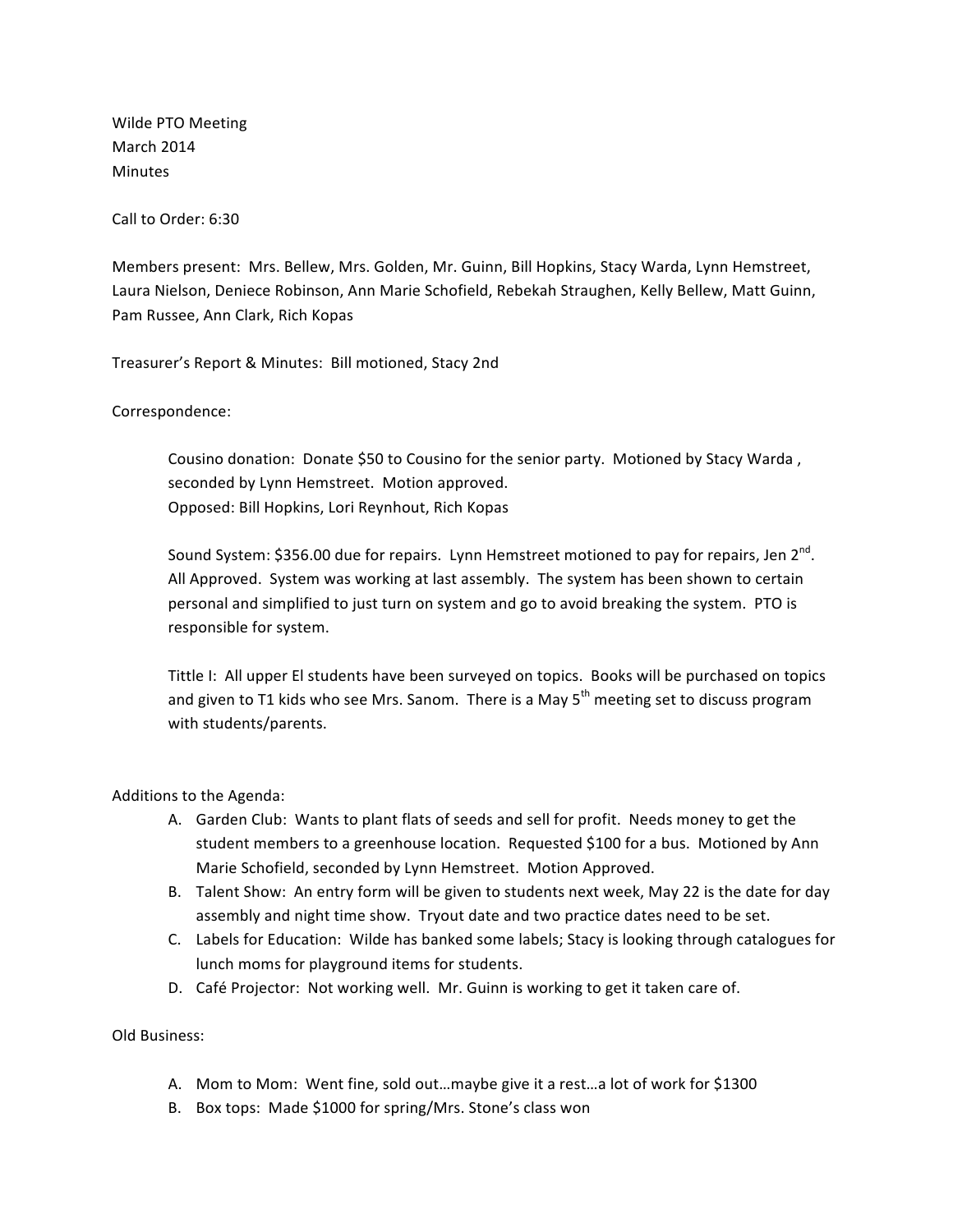Wilde PTO Meeting
March 2014
Minutes

Call to Order: 6:30

Members present: Mrs. Bellew, Mrs. Golden, Mr. Guinn, Bill Hopkins, Stacy Warda, Lynn Hemstreet, Laura Nielson, Deniece Robinson, Ann Marie Schofield, Rebekah Straughen, Kelly Bellew, Matt Guinn, Pam Russee, Ann Clark, Rich Kopas

Treasurer's Report & Minutes: Bill motioned, Stacy 2nd

Correspondence:

> Cousino donation: Donate $50 to Cousino for the senior party. Motioned by Stacy Warda , seconded by Lynn Hemstreet. Motion approved.
> Opposed: Bill Hopkins, Lori Reynhout, Rich Kopas
>
> Sound System: $356.00 due for repairs. Lynn Hemstreet motioned to pay for repairs, Jen 2nd. All Approved. System was working at last assembly. The system has been shown to certain personal and simplified to just turn on system and go to avoid breaking the system. PTO is responsible for system.
>
> Tittle I: All upper El students have been surveyed on topics. Books will be purchased on topics and given to T1 kids who see Mrs. Sanom. There is a May 5th meeting set to discuss program with students/parents.

Additions to the Agenda:

A. Garden Club: Wants to plant flats of seeds and sell for profit. Needs money to get the student members to a greenhouse location. Requested $100 for a bus. Motioned by Ann Marie Schofield, seconded by Lynn Hemstreet. Motion Approved.
B. Talent Show: An entry form will be given to students next week, May 22 is the date for day assembly and night time show. Tryout date and two practice dates need to be set.
C. Labels for Education: Wilde has banked some labels; Stacy is looking through catalogues for lunch moms for playground items for students.
D. Café Projector: Not working well. Mr. Guinn is working to get it taken care of.

Old Business:

A. Mom to Mom: Went fine, sold out…maybe give it a rest…a lot of work for $1300
B. Box tops: Made $1000 for spring/Mrs. Stone's class won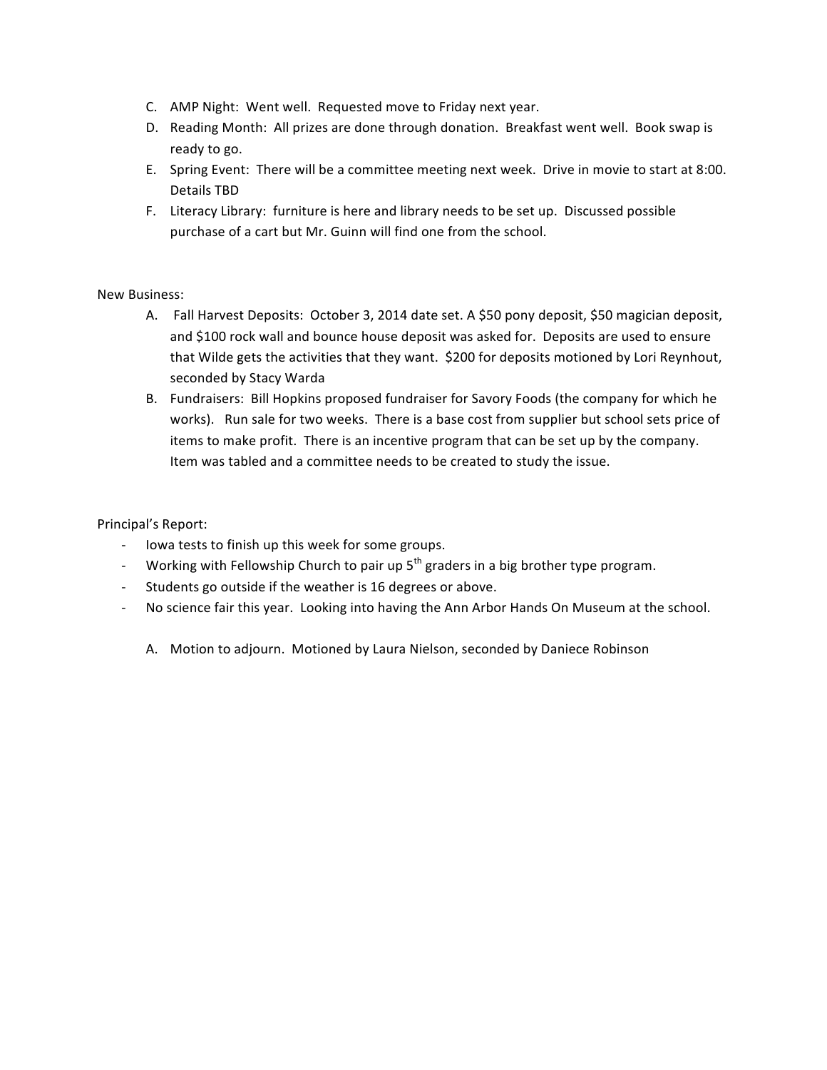C. AMP Night: Went well. Requested move to Friday next year.

D. Reading Month: All prizes are done through donation. Breakfast went well. Book swap is ready to go.

E. Spring Event: There will be a committee meeting next week. Drive in movie to start at 8:00. Details TBD

F. Literacy Library: furniture is here and library needs to be set up. Discussed possible purchase of a cart but Mr. Guinn will find one from the school.

New Business:

A. Fall Harvest Deposits: October 3, 2014 date set. A $50 pony deposit, $50 magician deposit, and $100 rock wall and bounce house deposit was asked for. Deposits are used to ensure that Wilde gets the activities that they want. $200 for deposits motioned by Lori Reynhout, seconded by Stacy Warda

B. Fundraisers: Bill Hopkins proposed fundraiser for Savory Foods (the company for which he works). Run sale for two weeks. There is a base cost from supplier but school sets price of items to make profit. There is an incentive program that can be set up by the company. Item was tabled and a committee needs to be created to study the issue.

Principal's Report:

- Iowa tests to finish up this week for some groups.
- Working with Fellowship Church to pair up 5th graders in a big brother type program.
- Students go outside if the weather is 16 degrees or above.
- No science fair this year. Looking into having the Ann Arbor Hands On Museum at the school.

A. Motion to adjourn. Motioned by Laura Nielson, seconded by Daniece Robinson